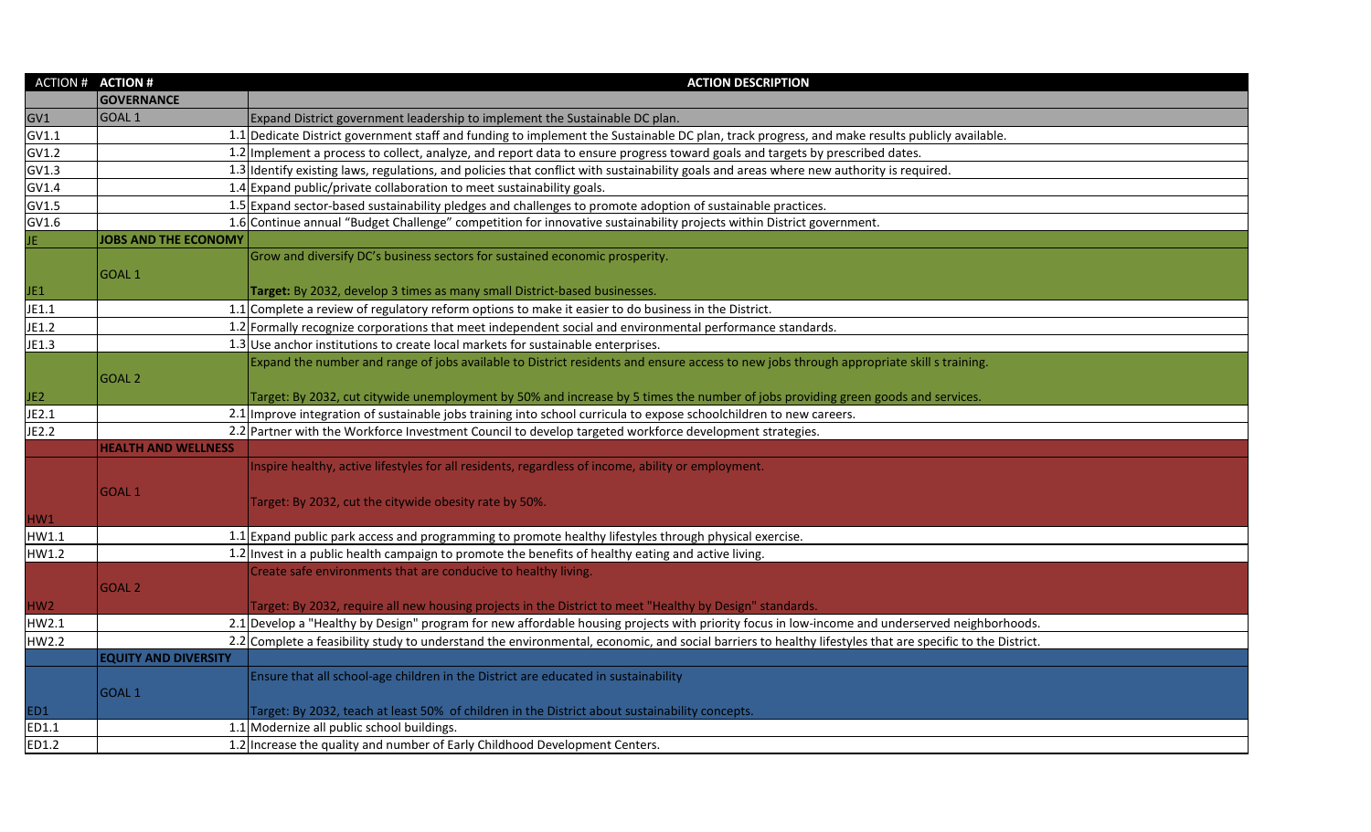| ACTION # | ACTION # | ACTION DESCRIPTION |
|---|---|---|
| | **GOVERNANCE** | |
| GV1 | GOAL 1 | Expand District government leadership to implement the Sustainable DC plan. |
| GV1.1 | 1.1 | Dedicate District government staff and funding to implement the Sustainable DC plan, track progress, and make results publicly available. |
| GV1.2 | 1.2 | Implement a process to collect, analyze, and report data to ensure progress toward goals and targets by prescribed dates. |
| GV1.3 | 1.3 | Identify existing laws, regulations, and policies that conflict with sustainability goals and areas where new authority is required. |
| GV1.4 | 1.4 | Expand public/private collaboration to meet sustainability goals. |
| GV1.5 | 1.5 | Expand sector-based sustainability pledges and challenges to promote adoption of sustainable practices. |
| GV1.6 | 1.6 | Continue annual "Budget Challenge" competition for innovative sustainability projects within District government. |
| JE | **JOBS AND THE ECONOMY** | |
| JE1 | GOAL 1 | Grow and diversify DC's business sectors for sustained economic prosperity.<br><br>**Target:** By 2032, develop 3 times as many small District-based businesses. |
| JE1.1 | 1.1 | Complete a review of regulatory reform options to make it easier to do business in the District. |
| JE1.2 | 1.2 | Formally recognize corporations that meet independent social and environmental performance standards. |
| JE1.3 | 1.3 | Use anchor institutions to create local markets for sustainable enterprises. |
| JE2 | GOAL 2 | Expand the number and range of jobs available to District residents and ensure access to new jobs through appropriate skill s training.<br><br>Target: By 2032, cut citywide unemployment by 50% and increase by 5 times the number of jobs providing green goods and services. |
| JE2.1 | 2.1 | Improve integration of sustainable jobs training into school curricula to expose schoolchildren to new careers. |
| JE2.2 | 2.2 | Partner with the Workforce Investment Council to develop targeted workforce development strategies. |
| | **HEALTH AND WELLNESS** | |
| HW1 | GOAL 1 | Inspire healthy, active lifestyles for all residents, regardless of income, ability or employment.<br><br>Target: By 2032, cut the citywide obesity rate by 50%. |
| HW1.1 | 1.1 | Expand public park access and programming to promote healthy lifestyles through physical exercise. |
| HW1.2 | 1.2 | Invest in a public health campaign to promote the benefits of healthy eating and active living. |
| HW2 | GOAL 2 | Create safe environments that are conducive to healthy living.<br><br>Target: By 2032, require all new housing projects in the District to meet "Healthy by Design" standards. |
| HW2.1 | 2.1 | Develop a "Healthy by Design" program for new affordable housing projects with priority focus in low-income and underserved neighborhoods. |
| HW2.2 | 2.2 | Complete a feasibility study to understand the environmental, economic, and social barriers to healthy lifestyles that are specific to the District. |
| | **EQUITY AND DIVERSITY** | |
| ED1 | GOAL 1 | Ensure that all school-age children in the District are educated in sustainability<br><br>Target: By 2032, teach at least 50% of children in the District about sustainability concepts. |
| ED1.1 | 1.1 | Modernize all public school buildings. |
| ED1.2 | 1.2 | Increase the quality and number of Early Childhood Development Centers. |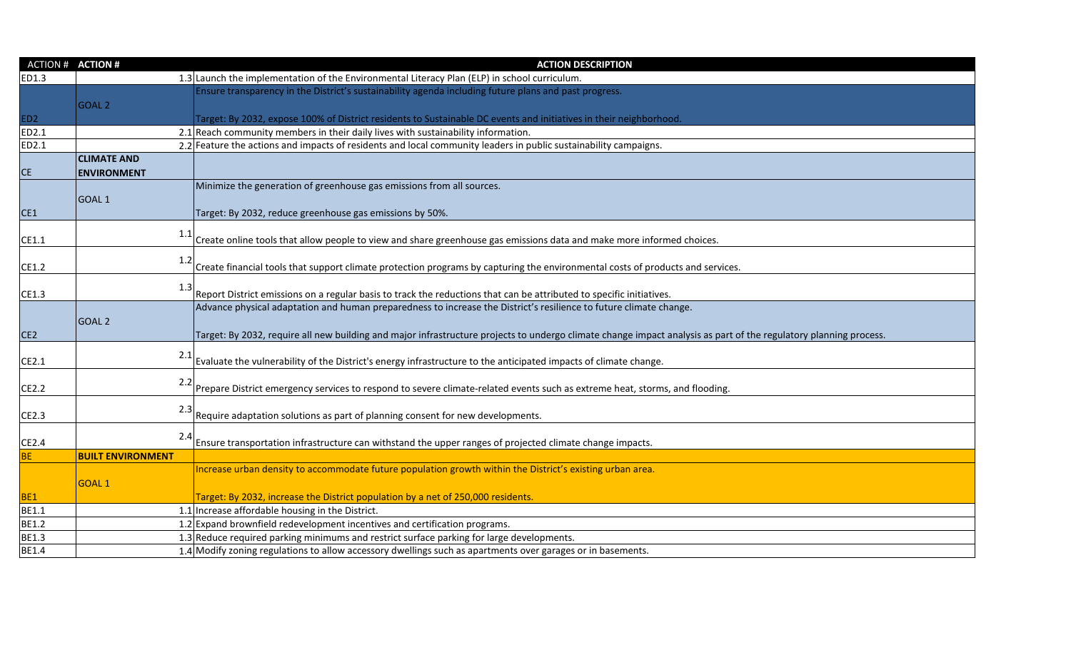| ACTION # | ACTION # | ACTION DESCRIPTION |
|---|---|---|
| ED1.3 | 1.3 | Launch the implementation of the Environmental Literacy Plan (ELP) in school curriculum. |
| ED2 | GOAL 2 | Ensure transparency in the District's sustainability agenda including future plans and past progress.<br><br>Target: By 2032, expose 100% of District residents to Sustainable DC events and initiatives in their neighborhood. |
| ED2.1 | 2.1 | Reach community members in their daily lives with sustainability information. |
| ED2.1 | 2.2 | Feature the actions and impacts of residents and local community leaders in public sustainability campaigns. |
| CE | **CLIMATE AND ENVIRONMENT** | |
| CE1 | GOAL 1 | Minimize the generation of greenhouse gas emissions from all sources.<br><br>Target: By 2032, reduce greenhouse gas emissions by 50%. |
| CE1.1 | 1.1 | Create online tools that allow people to view and share greenhouse gas emissions data and make more informed choices. |
| CE1.2 | 1.2 | Create financial tools that support climate protection programs by capturing the environmental costs of products and services. |
| CE1.3 | 1.3 | Report District emissions on a regular basis to track the reductions that can be attributed to specific initiatives. |
| CE2 | GOAL 2 | Advance physical adaptation and human preparedness to increase the District's resilience to future climate change.<br><br>Target: By 2032, require all new building and major infrastructure projects to undergo climate change impact analysis as part of the regulatory planning process. |
| CE2.1 | 2.1 | Evaluate the vulnerability of the District's energy infrastructure to the anticipated impacts of climate change. |
| CE2.2 | 2.2 | Prepare District emergency services to respond to severe climate-related events such as extreme heat, storms, and flooding. |
| CE2.3 | 2.3 | Require adaptation solutions as part of planning consent for new developments. |
| CE2.4 | 2.4 | Ensure transportation infrastructure can withstand the upper ranges of projected climate change impacts. |
| BE | **BUILT ENVIRONMENT** | |
| BE1 | GOAL 1 | Increase urban density to accommodate future population growth within the District's existing urban area.<br><br>Target: By 2032, increase the District population by a net of 250,000 residents. |
| BE1.1 | 1.1 | Increase affordable housing in the District. |
| BE1.2 | 1.2 | Expand brownfield redevelopment incentives and certification programs. |
| BE1.3 | 1.3 | Reduce required parking minimums and restrict surface parking for large developments. |
| BE1.4 | 1.4 | Modify zoning regulations to allow accessory dwellings such as apartments over garages or in basements. |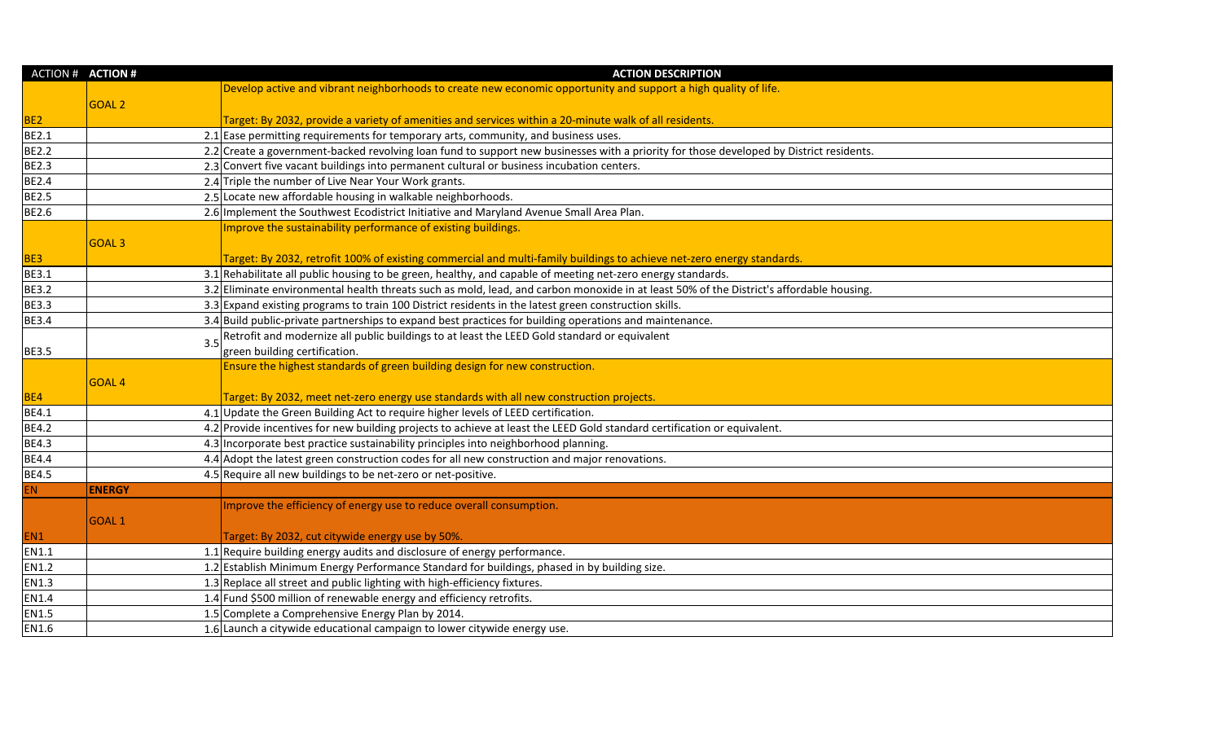| ACTION # | ACTION # | ACTION DESCRIPTION |
|---|---|---|
| BE2 | GOAL 2 | Develop active and vibrant neighborhoods to create new economic opportunity and support a high quality of life. Target: By 2032, provide a variety of amenities and services within a 20-minute walk of all residents. |
| BE2.1 | 2.1 | Ease permitting requirements for temporary arts, community, and business uses. |
| BE2.2 | 2.2 | Create a government-backed revolving loan fund to support new businesses with a priority for those developed by District residents. |
| BE2.3 | 2.3 | Convert five vacant buildings into permanent cultural or business incubation centers. |
| BE2.4 | 2.4 | Triple the number of Live Near Your Work grants. |
| BE2.5 | 2.5 | Locate new affordable housing in walkable neighborhoods. |
| BE2.6 | 2.6 | Implement the Southwest Ecodistrict Initiative and Maryland Avenue Small Area Plan. |
| BE3 | GOAL 3 | Improve the sustainability performance of existing buildings. Target: By 2032, retrofit 100% of existing commercial and multi-family buildings to achieve net-zero energy standards. |
| BE3.1 | 3.1 | Rehabilitate all public housing to be green, healthy, and capable of meeting net-zero energy standards. |
| BE3.2 | 3.2 | Eliminate environmental health threats such as mold, lead, and carbon monoxide in at least 50% of the District's affordable housing. |
| BE3.3 | 3.3 | Expand existing programs to train 100 District residents in the latest green construction skills. |
| BE3.4 | 3.4 | Build public-private partnerships to expand best practices for building operations and maintenance. |
| BE3.5 | 3.5 | Retrofit and modernize all public buildings to at least the LEED Gold standard or equivalent green building certification. |
| BE4 | GOAL 4 | Ensure the highest standards of green building design for new construction. Target: By 2032, meet net-zero energy use standards with all new construction projects. |
| BE4.1 | 4.1 | Update the Green Building Act to require higher levels of LEED certification. |
| BE4.2 | 4.2 | Provide incentives for new building projects to achieve at least the LEED Gold standard certification or equivalent. |
| BE4.3 | 4.3 | Incorporate best practice sustainability principles into neighborhood planning. |
| BE4.4 | 4.4 | Adopt the latest green construction codes for all new construction and major renovations. |
| BE4.5 | 4.5 | Require all new buildings to be net-zero or net-positive. |
| EN | **ENERGY** | |
| EN1 | GOAL 1 | Improve the efficiency of energy use to reduce overall consumption. Target: By 2032, cut citywide energy use by 50%. |
| EN1.1 | 1.1 | Require building energy audits and disclosure of energy performance. |
| EN1.2 | 1.2 | Establish Minimum Energy Performance Standard for buildings, phased in by building size. |
| EN1.3 | 1.3 | Replace all street and public lighting with high-efficiency fixtures. |
| EN1.4 | 1.4 | Fund $500 million of renewable energy and efficiency retrofits. |
| EN1.5 | 1.5 | Complete a Comprehensive Energy Plan by 2014. |
| EN1.6 | 1.6 | Launch a citywide educational campaign to lower citywide energy use. |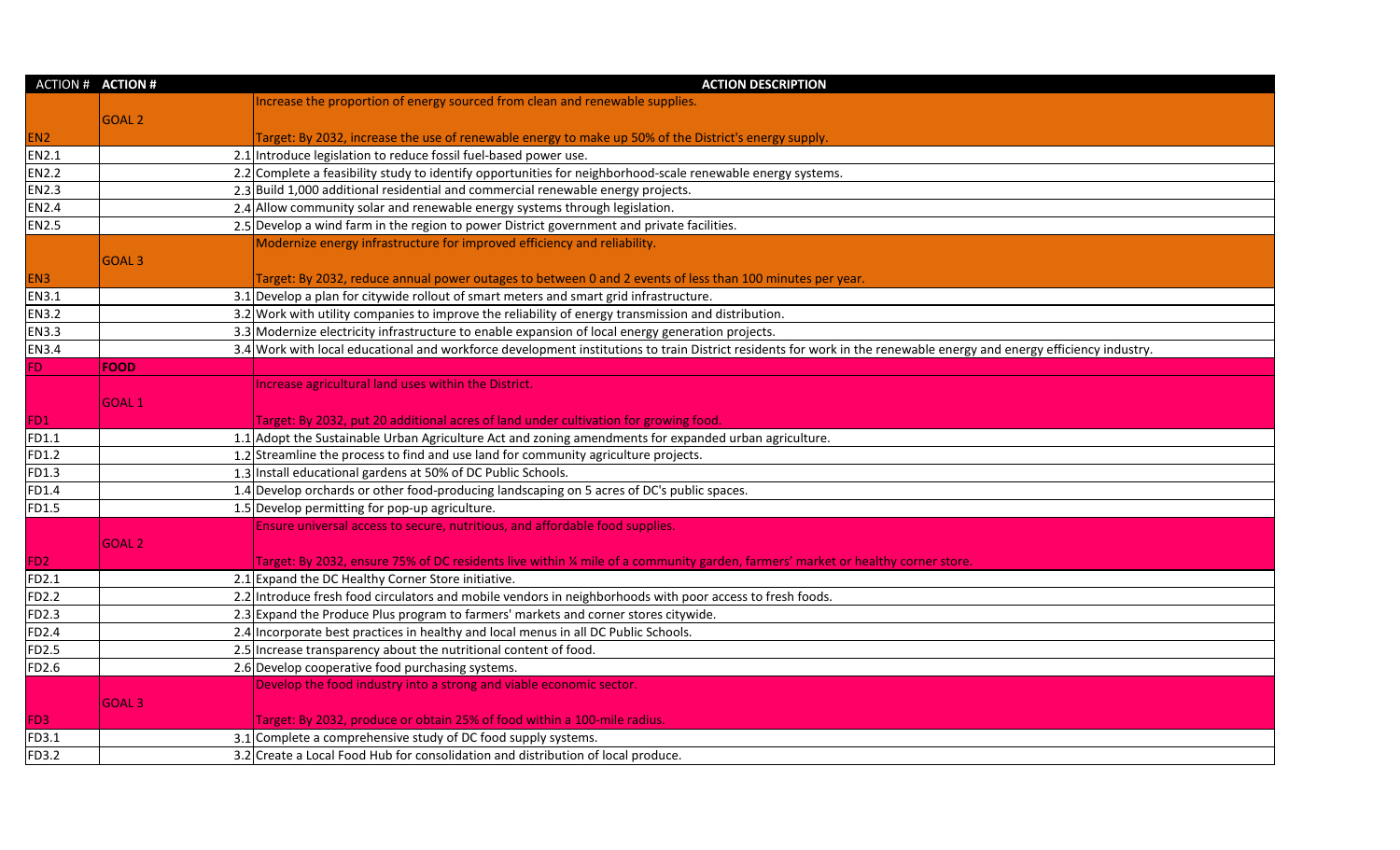| ACTION # | ACTION # | ACTION DESCRIPTION |
|---|---|---|
| EN2 | GOAL 2 | Increase the proportion of energy sourced from clean and renewable supplies.<br><br>Target: By 2032, increase the use of renewable energy to make up 50% of the District's energy supply. |
| EN2.1 | 2.1 | Introduce legislation to reduce fossil fuel-based power use. |
| EN2.2 | 2.2 | Complete a feasibility study to identify opportunities for neighborhood-scale renewable energy systems. |
| EN2.3 | 2.3 | Build 1,000 additional residential and commercial renewable energy projects. |
| EN2.4 | 2.4 | Allow community solar and renewable energy systems through legislation. |
| EN2.5 | 2.5 | Develop a wind farm in the region to power District government and private facilities. |
| EN3 | GOAL 3 | Modernize energy infrastructure for improved efficiency and reliability.<br><br>Target: By 2032, reduce annual power outages to between 0 and 2 events of less than 100 minutes per year. |
| EN3.1 | 3.1 | Develop a plan for citywide rollout of smart meters and smart grid infrastructure. |
| EN3.2 | 3.2 | Work with utility companies to improve the reliability of energy transmission and distribution. |
| EN3.3 | 3.3 | Modernize electricity infrastructure to enable expansion of local energy generation projects. |
| EN3.4 | 3.4 | Work with local educational and workforce development institutions to train District residents for work in the renewable energy and energy efficiency industry. |
| FD | **FOOD** | |
| FD1 | GOAL 1 | Increase agricultural land uses within the District.<br><br>Target: By 2032, put 20 additional acres of land under cultivation for growing food. |
| FD1.1 | 1.1 | Adopt the Sustainable Urban Agriculture Act and zoning amendments for expanded urban agriculture. |
| FD1.2 | 1.2 | Streamline the process to find and use land for community agriculture projects. |
| FD1.3 | 1.3 | Install educational gardens at 50% of DC Public Schools. |
| FD1.4 | 1.4 | Develop orchards or other food-producing landscaping on 5 acres of DC's public spaces. |
| FD1.5 | 1.5 | Develop permitting for pop-up agriculture. |
| FD2 | GOAL 2 | Ensure universal access to secure, nutritious, and affordable food supplies.<br><br>Target: By 2032, ensure 75% of DC residents live within ¼ mile of a community garden, farmers' market or healthy corner store. |
| FD2.1 | 2.1 | Expand the DC Healthy Corner Store initiative. |
| FD2.2 | 2.2 | Introduce fresh food circulators and mobile vendors in neighborhoods with poor access to fresh foods. |
| FD2.3 | 2.3 | Expand the Produce Plus program to farmers' markets and corner stores citywide. |
| FD2.4 | 2.4 | Incorporate best practices in healthy and local menus in all DC Public Schools. |
| FD2.5 | 2.5 | Increase transparency about the nutritional content of food. |
| FD2.6 | 2.6 | Develop cooperative food purchasing systems. |
| FD3 | GOAL 3 | Develop the food industry into a strong and viable economic sector.<br><br>Target: By 2032, produce or obtain 25% of food within a 100-mile radius. |
| FD3.1 | 3.1 | Complete a comprehensive study of DC food supply systems. |
| FD3.2 | 3.2 | Create a Local Food Hub for consolidation and distribution of local produce. |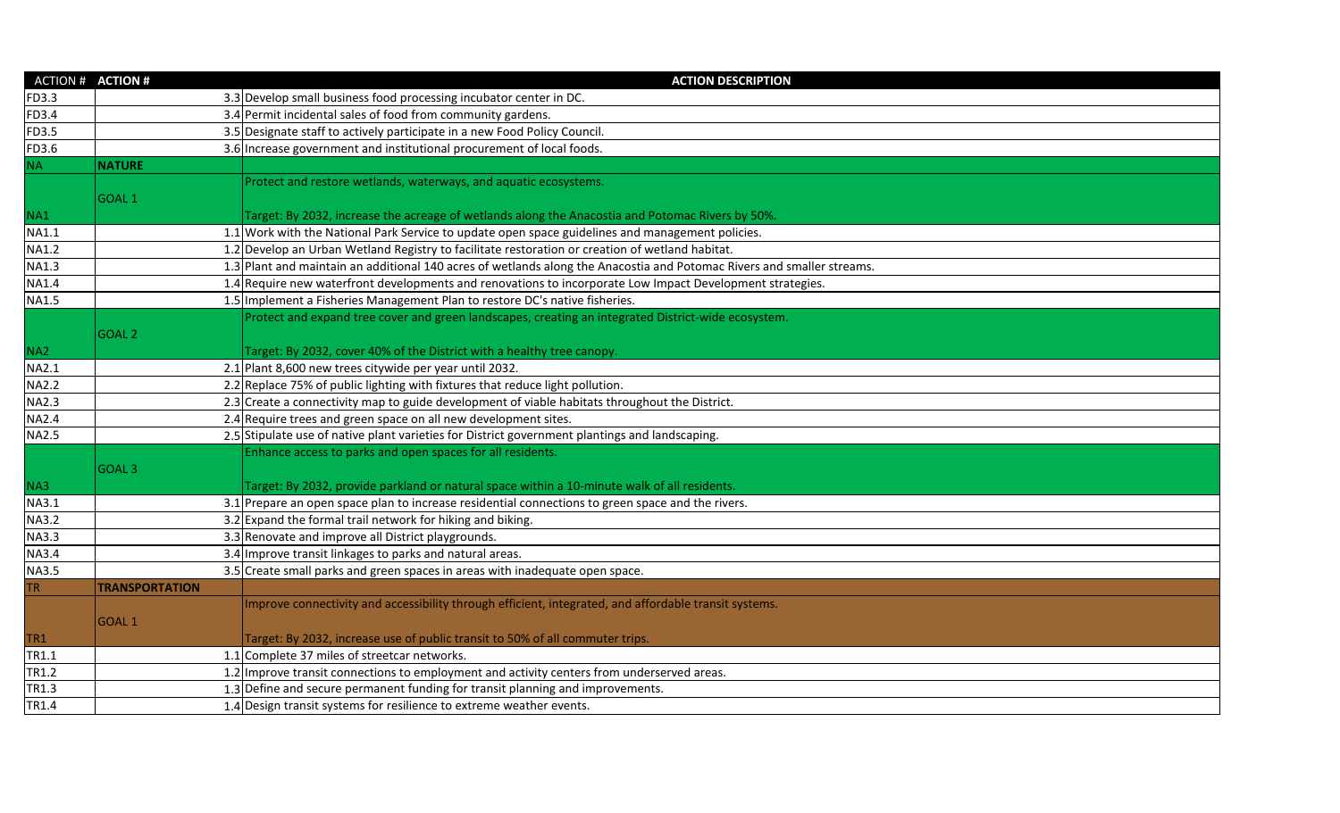| ACTION # | ACTION # | ACTION DESCRIPTION |
|---|---|---|
| FD3.3 | 3.3 | Develop small business food processing incubator center in DC. |
| FD3.4 | 3.4 | Permit incidental sales of food from community gardens. |
| FD3.5 | 3.5 | Designate staff to actively participate in a new Food Policy Council. |
| FD3.6 | 3.6 | Increase government and institutional procurement of local foods. |
| NA | **NATURE** | |
| NA1 | GOAL 1 | Protect and restore wetlands, waterways, and aquatic ecosystems.<br><br>Target: By 2032, increase the acreage of wetlands along the Anacostia and Potomac Rivers by 50%. |
| NA1.1 | 1.1 | Work with the National Park Service to update open space guidelines and management policies. |
| NA1.2 | 1.2 | Develop an Urban Wetland Registry to facilitate restoration or creation of wetland habitat. |
| NA1.3 | 1.3 | Plant and maintain an additional 140 acres of wetlands along the Anacostia and Potomac Rivers and smaller streams. |
| NA1.4 | 1.4 | Require new waterfront developments and renovations to incorporate Low Impact Development strategies. |
| NA1.5 | 1.5 | Implement a Fisheries Management Plan to restore DC's native fisheries. |
| NA2 | GOAL 2 | Protect and expand tree cover and green landscapes, creating an integrated District-wide ecosystem.<br><br>Target: By 2032, cover 40% of the District with a healthy tree canopy. |
| NA2.1 | 2.1 | Plant 8,600 new trees citywide per year until 2032. |
| NA2.2 | 2.2 | Replace 75% of public lighting with fixtures that reduce light pollution. |
| NA2.3 | 2.3 | Create a connectivity map to guide development of viable habitats throughout the District. |
| NA2.4 | 2.4 | Require trees and green space on all new development sites. |
| NA2.5 | 2.5 | Stipulate use of native plant varieties for District government plantings and landscaping. |
| NA3 | GOAL 3 | Enhance access to parks and open spaces for all residents.<br><br>Target: By 2032, provide parkland or natural space within a 10-minute walk of all residents. |
| NA3.1 | 3.1 | Prepare an open space plan to increase residential connections to green space and the rivers. |
| NA3.2 | 3.2 | Expand the formal trail network for hiking and biking. |
| NA3.3 | 3.3 | Renovate and improve all District playgrounds. |
| NA3.4 | 3.4 | Improve transit linkages to parks and natural areas. |
| NA3.5 | 3.5 | Create small parks and green spaces in areas with inadequate open space. |
| TR | **TRANSPORTATION** | |
| TR1 | GOAL 1 | Improve connectivity and accessibility through efficient, integrated, and affordable transit systems.<br><br>Target: By 2032, increase use of public transit to 50% of all commuter trips. |
| TR1.1 | 1.1 | Complete 37 miles of streetcar networks. |
| TR1.2 | 1.2 | Improve transit connections to employment and activity centers from underserved areas. |
| TR1.3 | 1.3 | Define and secure permanent funding for transit planning and improvements. |
| TR1.4 | 1.4 | Design transit systems for resilience to extreme weather events. |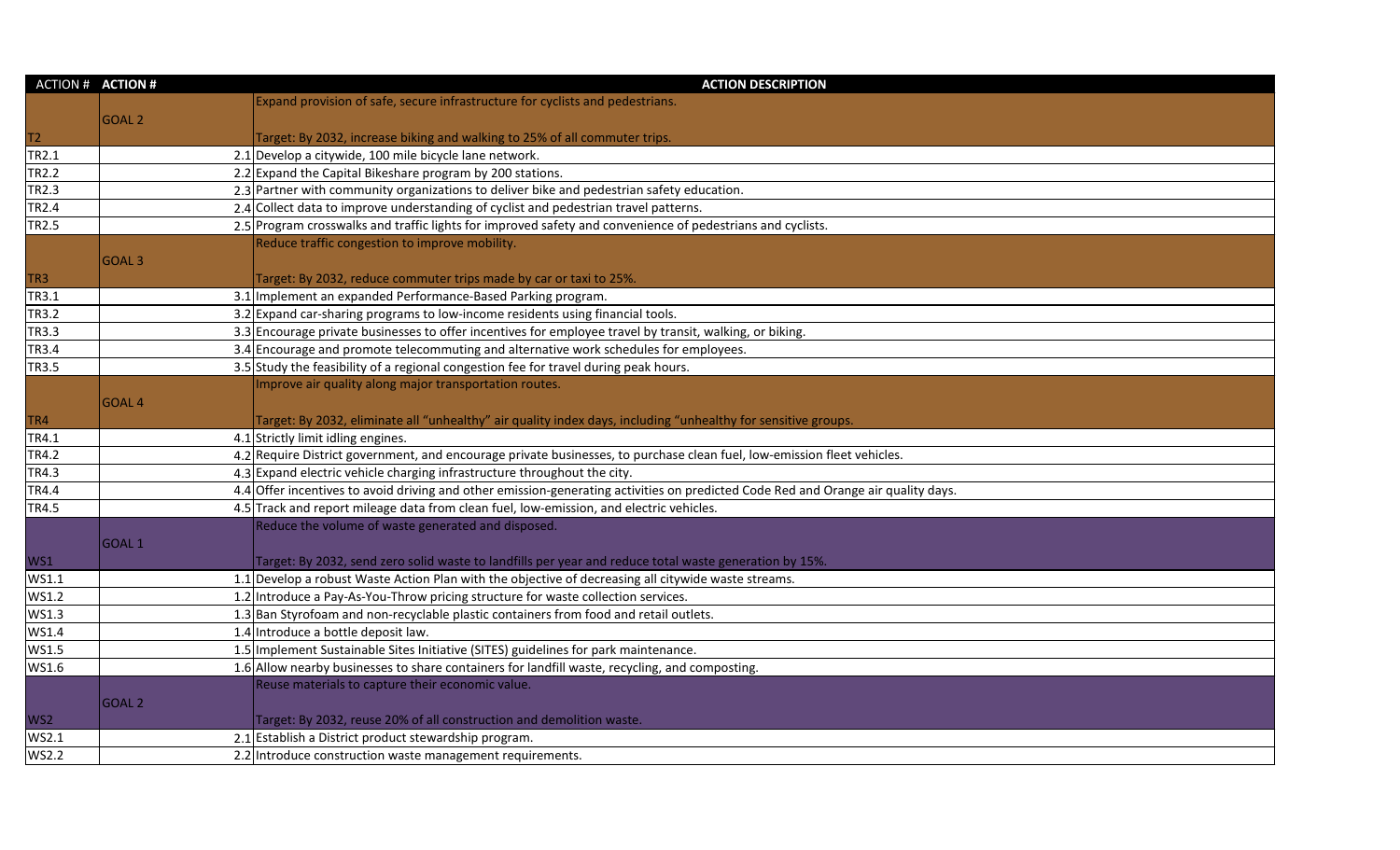| ACTION # | ACTION # | ACTION DESCRIPTION |
|---|---|---|
| T2 | GOAL 2 | Expand provision of safe, secure infrastructure for cyclists and pedestrians.<br><br>Target: By 2032, increase biking and walking to 25% of all commuter trips. |
| TR2.1 | 2.1 | Develop a citywide, 100 mile bicycle lane network. |
| TR2.2 | 2.2 | Expand the Capital Bikeshare program by 200 stations. |
| TR2.3 | 2.3 | Partner with community organizations to deliver bike and pedestrian safety education. |
| TR2.4 | 2.4 | Collect data to improve understanding of cyclist and pedestrian travel patterns. |
| TR2.5 | 2.5 | Program crosswalks and traffic lights for improved safety and convenience of pedestrians and cyclists. |
| TR3 | GOAL 3 | Reduce traffic congestion to improve mobility.<br><br>Target: By 2032, reduce commuter trips made by car or taxi to 25%. |
| TR3.1 | 3.1 | Implement an expanded Performance-Based Parking program. |
| TR3.2 | 3.2 | Expand car-sharing programs to low-income residents using financial tools. |
| TR3.3 | 3.3 | Encourage private businesses to offer incentives for employee travel by transit, walking, or biking. |
| TR3.4 | 3.4 | Encourage and promote telecommuting and alternative work schedules for employees. |
| TR3.5 | 3.5 | Study the feasibility of a regional congestion fee for travel during peak hours. |
| TR4 | GOAL 4 | Improve air quality along major transportation routes.<br><br>Target: By 2032, eliminate all "unhealthy" air quality index days, including "unhealthy for sensitive groups. |
| TR4.1 | 4.1 | Strictly limit idling engines. |
| TR4.2 | 4.2 | Require District government, and encourage private businesses, to purchase clean fuel, low-emission fleet vehicles. |
| TR4.3 | 4.3 | Expand electric vehicle charging infrastructure throughout the city. |
| TR4.4 | 4.4 | Offer incentives to avoid driving and other emission-generating activities on predicted Code Red and Orange air quality days. |
| TR4.5 | 4.5 | Track and report mileage data from clean fuel, low-emission, and electric vehicles. |
| WS1 | GOAL 1 | Reduce the volume of waste generated and disposed.<br><br>Target: By 2032, send zero solid waste to landfills per year and reduce total waste generation by 15%. |
| WS1.1 | 1.1 | Develop a robust Waste Action Plan with the objective of decreasing all citywide waste streams. |
| WS1.2 | 1.2 | Introduce a Pay-As-You-Throw pricing structure for waste collection services. |
| WS1.3 | 1.3 | Ban Styrofoam and non-recyclable plastic containers from food and retail outlets. |
| WS1.4 | 1.4 | Introduce a bottle deposit law. |
| WS1.5 | 1.5 | Implement Sustainable Sites Initiative (SITES) guidelines for park maintenance. |
| WS1.6 | 1.6 | Allow nearby businesses to share containers for landfill waste, recycling, and composting. |
| WS2 | GOAL 2 | Reuse materials to capture their economic value.<br><br>Target: By 2032, reuse 20% of all construction and demolition waste. |
| WS2.1 | 2.1 | Establish a District product stewardship program. |
| WS2.2 | 2.2 | Introduce construction waste management requirements. |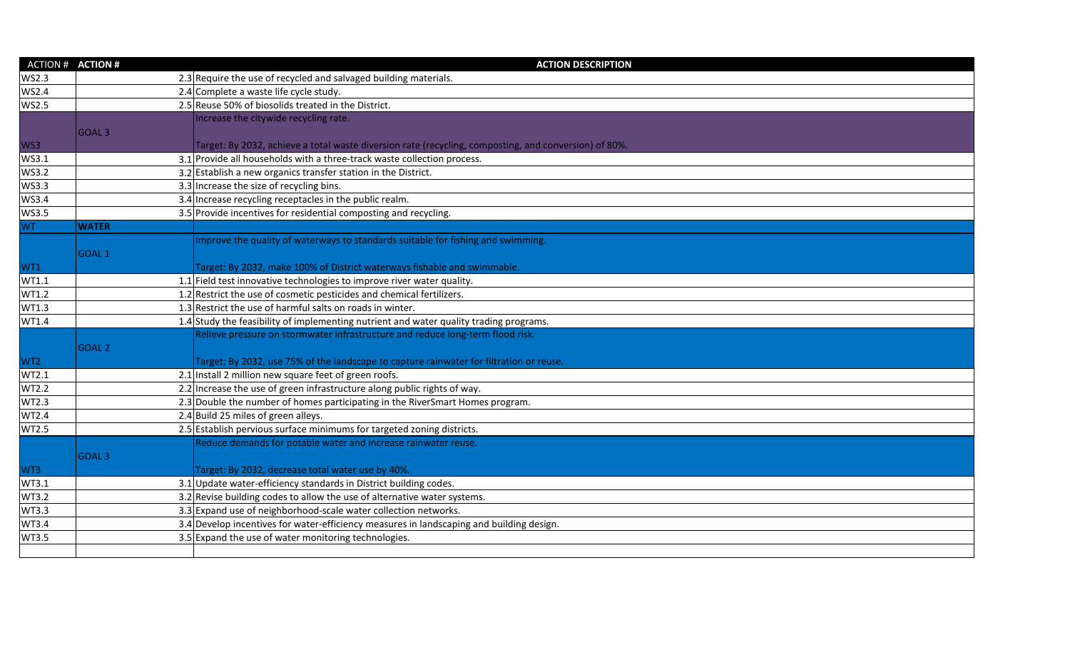| ACTION # | ACTION # | | ACTION DESCRIPTION |
|---|---|---|---|
| WS2.3 | | 2.3 | Require the use of recycled and salvaged building materials. |
| WS2.4 | | 2.4 | Complete a waste life cycle study. |
| WS2.5 | | 2.5 | Reuse 50% of biosolids treated in the District. |
| WS3 | GOAL 3 | | Increase the citywide recycling rate.<br><br>Target: By 2032, achieve a total waste diversion rate (recycling, composting, and conversion) of 80%. |
| WS3.1 | | 3.1 | Provide all households with a three-track waste collection process. |
| WS3.2 | | 3.2 | Establish a new organics transfer station in the District. |
| WS3.3 | | 3.3 | Increase the size of recycling bins. |
| WS3.4 | | 3.4 | Increase recycling receptacles in the public realm. |
| WS3.5 | | 3.5 | Provide incentives for residential composting and recycling. |
| WT | **WATER** | | |
| WT1 | GOAL 1 | | Improve the quality of waterways to standards suitable for fishing and swimming.<br><br>Target: By 2032, make 100% of District waterways fishable and swimmable. |
| WT1.1 | | 1.1 | Field test innovative technologies to improve river water quality. |
| WT1.2 | | 1.2 | Restrict the use of cosmetic pesticides and chemical fertilizers. |
| WT1.3 | | 1.3 | Restrict the use of harmful salts on roads in winter. |
| WT1.4 | | 1.4 | Study the feasibility of implementing nutrient and water quality trading programs. |
| WT2 | GOAL 2 | | Relieve pressure on stormwater infrastructure and reduce long-term flood risk.<br><br>Target: By 2032, use 75% of the landscape to capture rainwater for filtration or reuse. |
| WT2.1 | | 2.1 | Install 2 million new square feet of green roofs. |
| WT2.2 | | 2.2 | Increase the use of green infrastructure along public rights of way. |
| WT2.3 | | 2.3 | Double the number of homes participating in the RiverSmart Homes program. |
| WT2.4 | | 2.4 | Build 25 miles of green alleys. |
| WT2.5 | | 2.5 | Establish pervious surface minimums for targeted zoning districts. |
| WT3 | GOAL 3 | | Reduce demands for potable water and increase rainwater reuse.<br><br>Target: By 2032, decrease total water use by 40%. |
| WT3.1 | | 3.1 | Update water-efficiency standards in District building codes. |
| WT3.2 | | 3.2 | Revise building codes to allow the use of alternative water systems. |
| WT3.3 | | 3.3 | Expand use of neighborhood-scale water collection networks. |
| WT3.4 | | 3.4 | Develop incentives for water-efficiency measures in landscaping and building design. |
| WT3.5 | | 3.5 | Expand the use of water monitoring technologies. |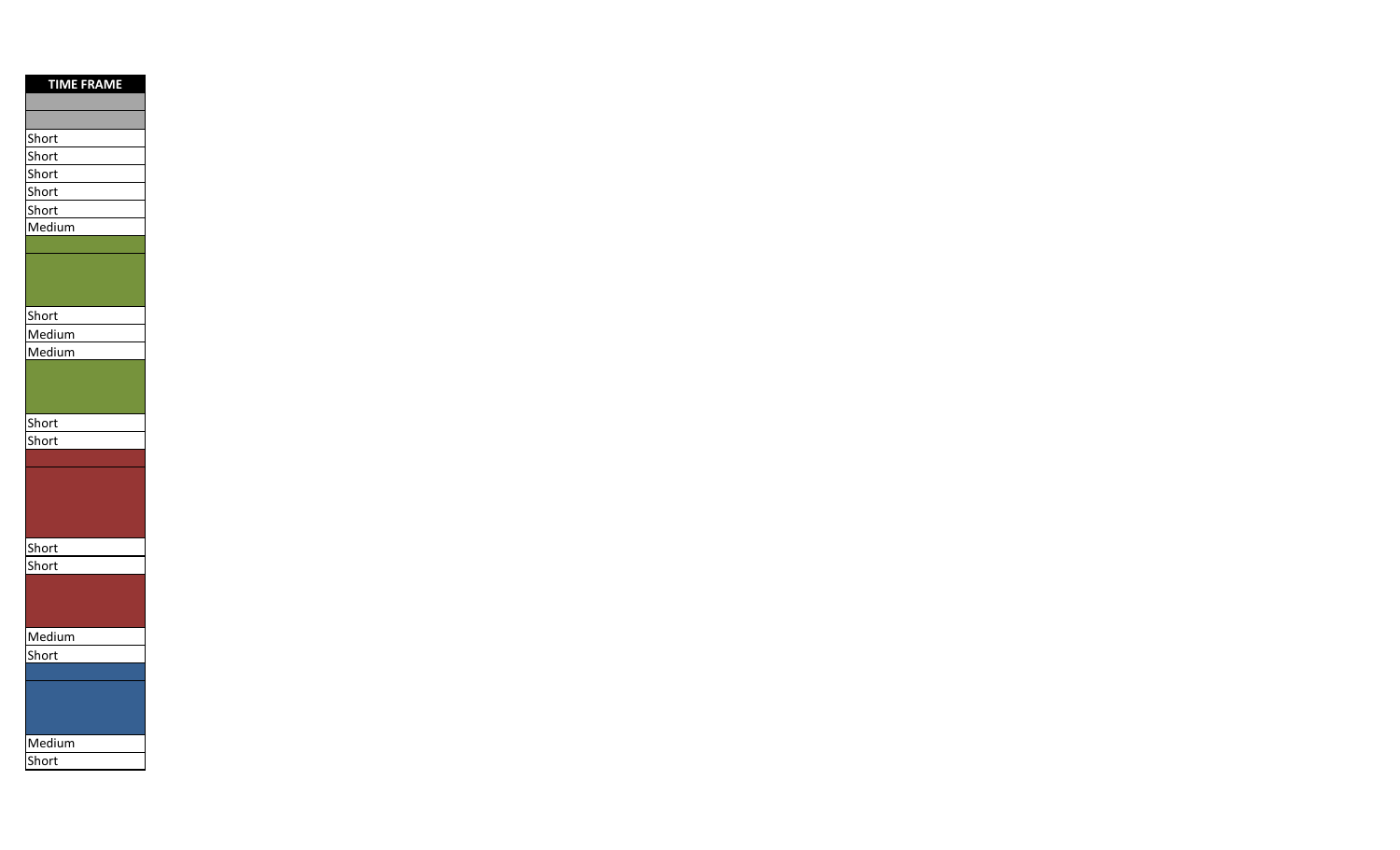| TIME FRAME |
| --- |
| |
| |
| Short |
| Short |
| Short |
| Short |
| Short |
| Medium |
| |
| |
| Short |
| Medium |
| Medium |
| |
| Short |
| Short |
| |
| |
| Short |
| Short |
| |
| Medium |
| Short |
| |
| |
| Medium |
| Short |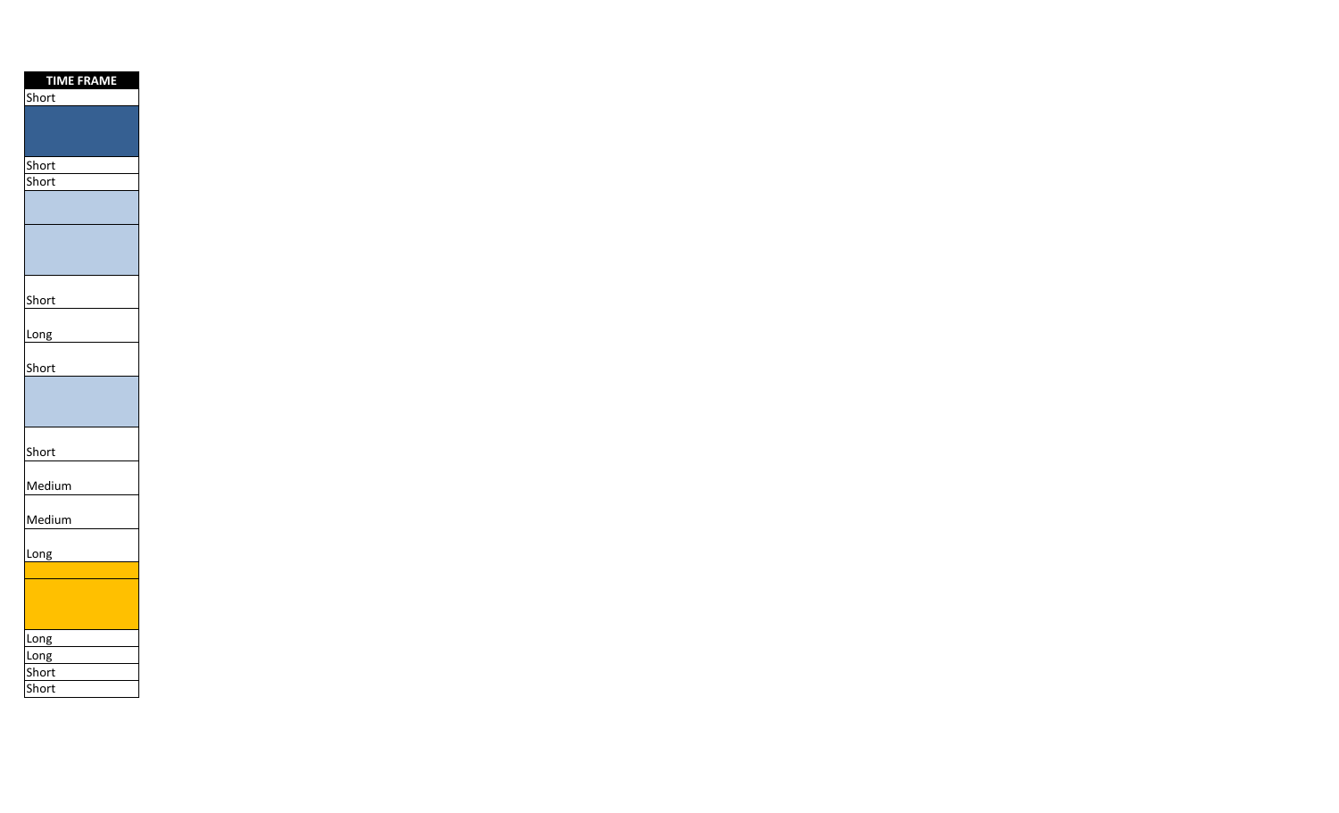| TIME FRAME |
| --- |
| Short |
| |
| Short |
| Short |
| |
| |
| Short |
| Long |
| Short |
| |
| Short |
| Medium |
| Medium |
| Long |
| |
| |
| Long |
| Long |
| Short |
| Short |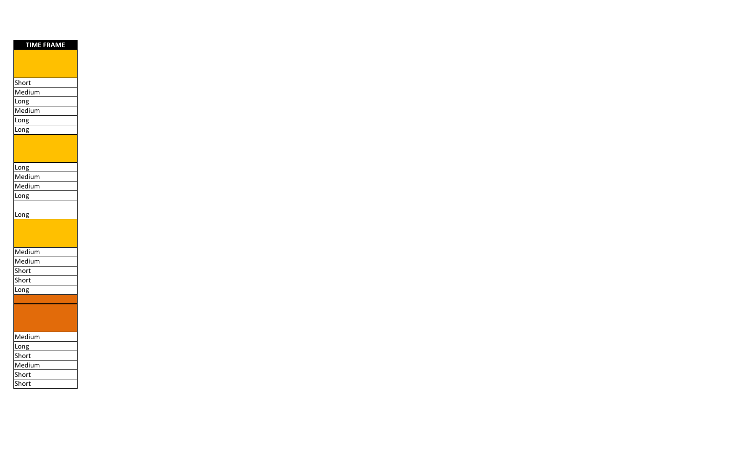| TIME FRAME |
| --- |
| |
| Short |
| Medium |
| Long |
| Medium |
| Long |
| Long |
| |
| Long |
| Medium |
| Medium |
| Long |
| Long |
| |
| Medium |
| Medium |
| Short |
| Short |
| Long |
| |
| |
| Medium |
| Long |
| Short |
| Medium |
| Short |
| Short |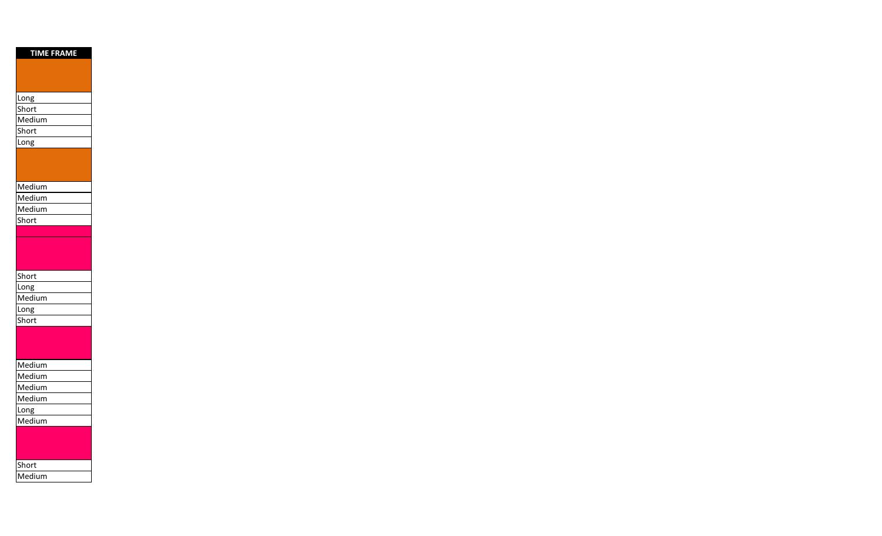| TIME FRAME |
| --- |
| |
| Long |
| Short |
| Medium |
| Short |
| Long |
| |
| Medium |
| Medium |
| Medium |
| Short |
| |
| |
| Short |
| Long |
| Medium |
| Long |
| Short |
| |
| Medium |
| Medium |
| Medium |
| Medium |
| Long |
| Medium |
| |
| Short |
| Medium |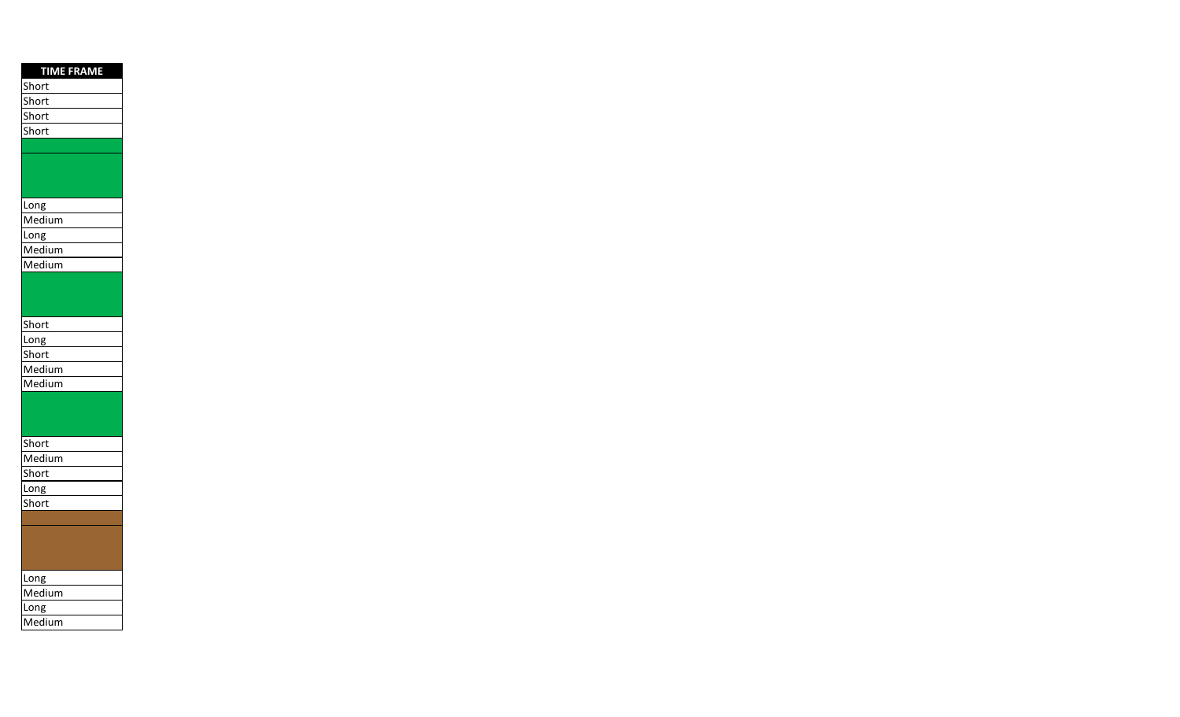| TIME FRAME |
| --- |
| Short |
| Short |
| Short |
| Short |
| |
| |
| Long |
| Medium |
| Long |
| Medium |
| Medium |
| |
| Short |
| Long |
| Short |
| Medium |
| Medium |
| |
| Short |
| Medium |
| Short |
| Long |
| Short |
| |
| |
| Long |
| Medium |
| Long |
| Medium |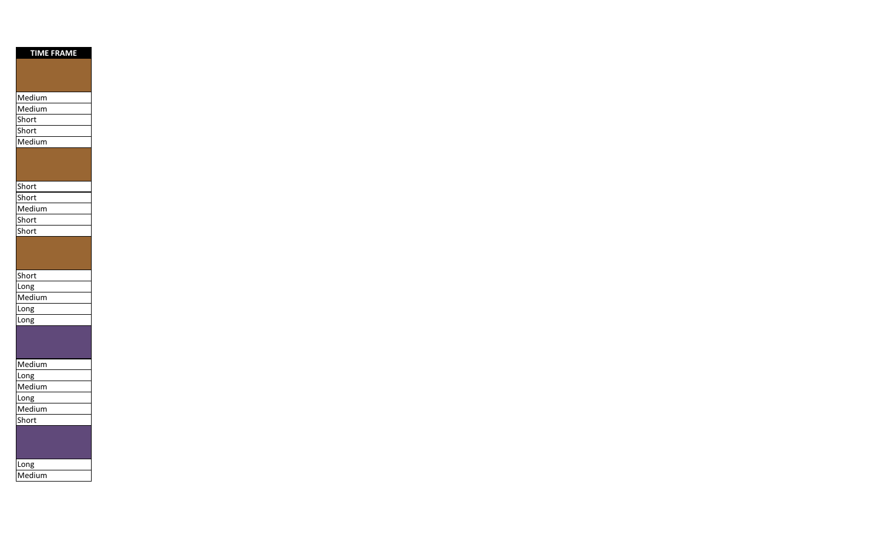| TIME FRAME |
|---|
| |
| Medium |
| Medium |
| Short |
| Short |
| Medium |
| |
| Short |
| Short |
| Medium |
| Short |
| Short |
| |
| Short |
| Long |
| Medium |
| Long |
| Long |
| |
| Medium |
| Long |
| Medium |
| Long |
| Medium |
| Short |
| |
| Long |
| Medium |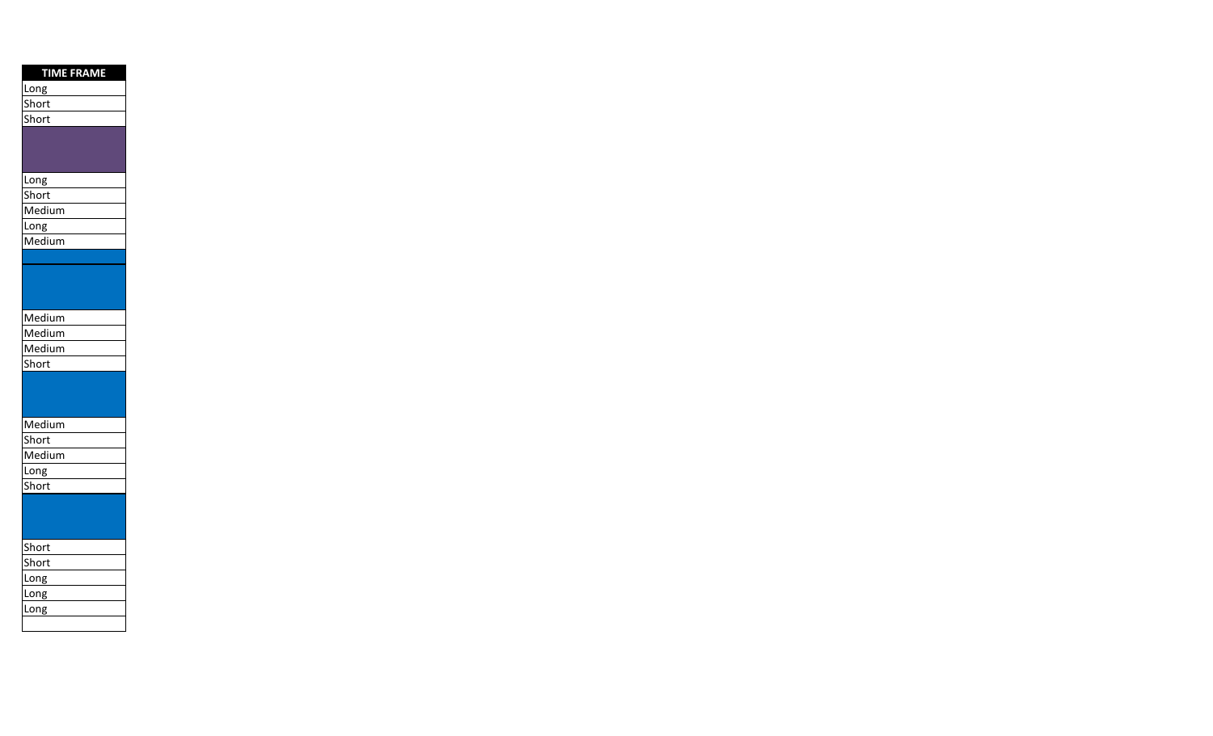| TIME FRAME |
| --- |
| Long |
| Short |
| Short |
| |
| Long |
| Short |
| Medium |
| Long |
| Medium |
| |
| |
| Medium |
| Medium |
| Medium |
| Short |
| |
| Medium |
| Short |
| Medium |
| Long |
| Short |
| |
| Short |
| Short |
| Long |
| Long |
| Long |
| |